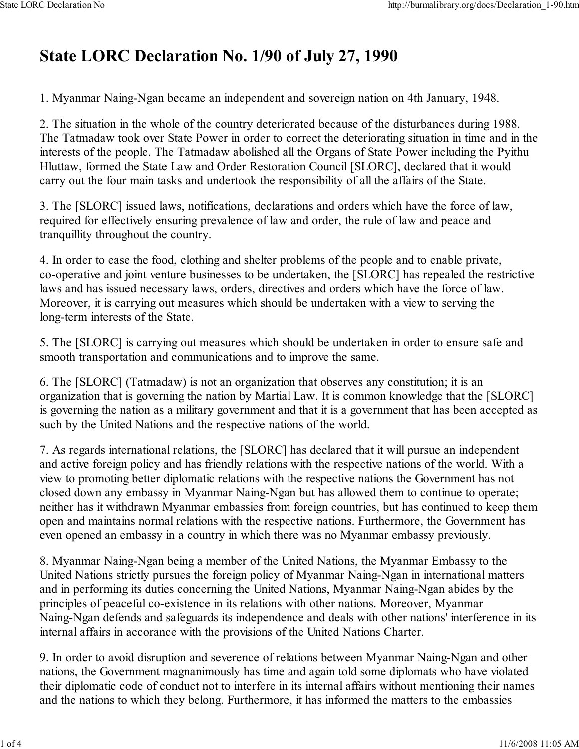# State LORC Declaration No. 1/90 of July 27, 1990

1. Myanmar Naing-Ngan became an independent and sovereign nation on 4th January, 1948.

2. The situation in the whole of the country deteriorated because of the disturbances during 1988. The Tatmadaw took over State Power in order to correct the deteriorating situation in time and in the interests of the people. The Tatmadaw abolished all the Organs of State Power including the Pyithu Hluttaw, formed the State Law and Order Restoration Council [SLORC], declared that it would carry out the four main tasks and undertook the responsibility of all the affairs of the State.

3. The [SLORC] issued laws, notifications, declarations and orders which have the force of law, required for effectively ensuring prevalence of law and order, the rule of law and peace and tranquillity throughout the country.

4. In order to ease the food, clothing and shelter problems of the people and to enable private, co-operative and joint venture businesses to be undertaken, the [SLORC] has repealed the restrictive laws and has issued necessary laws, orders, directives and orders which have the force of law. Moreover, it is carrying out measures which should be undertaken with a view to serving the long-term interests of the State.

5. The [SLORC] is carrying out measures which should be undertaken in order to ensure safe and smooth transportation and communications and to improve the same.

6. The [SLORC] (Tatmadaw) is not an organization that observes any constitution; it is an organization that is governing the nation by Martial Law. It is common knowledge that the [SLORC] is governing the nation as a military government and that it is a government that has been accepted as such by the United Nations and the respective nations of the world.

7. As regards international relations, the [SLORC] has declared that it will pursue an independent and active foreign policy and has friendly relations with the respective nations of the world. With a view to promoting better diplomatic relations with the respective nations the Government has not closed down any embassy in Myanmar Naing-Ngan but has allowed them to continue to operate; neither has it withdrawn Myanmar embassies from foreign countries, but has continued to keep them open and maintains normal relations with the respective nations. Furthermore, the Government has even opened an embassy in a country in which there was no Myanmar embassy previously.

8. Myanmar Naing-Ngan being a member of the United Nations, the Myanmar Embassy to the United Nations strictly pursues the foreign policy of Myanmar Naing-Ngan in international matters and in performing its duties concerning the United Nations, Myanmar Naing-Ngan abides by the principles of peaceful co-existence in its relations with other nations. Moreover, Myanmar Naing-Ngan defends and safeguards its independence and deals with other nations' interference in its internal affairs in accorance with the provisions of the United Nations Charter.

9. In order to avoid disruption and severence of relations between Myanmar Naing-Ngan and other nations, the Government magnanimously has time and again told some diplomats who have violated their diplomatic code of conduct not to interfere in its internal affairs without mentioning their names and the nations to which they belong. Furthermore, it has informed the matters to the embassies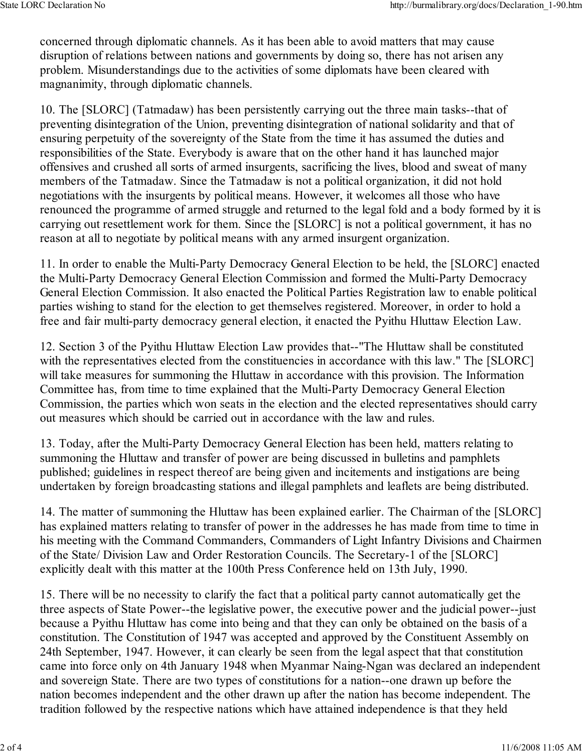concerned through diplomatic channels. As it has been able to avoid matters that may cause disruption of relations between nations and governments by doing so, there has not arisen any problem. Misunderstandings due to the activities of some diplomats have been cleared with magnanimity, through diplomatic channels.

10. The [SLORC] (Tatmadaw) has been persistently carrying out the three main tasks--that of preventing disintegration of the Union, preventing disintegration of national solidarity and that of ensuring perpetuity of the sovereignty of the State from the time it has assumed the duties and responsibilities of the State. Everybody is aware that on the other hand it has launched major offensives and crushed all sorts of armed insurgents, sacrificing the lives, blood and sweat of many members of the Tatmadaw. Since the Tatmadaw is not a political organization, it did not hold negotiations with the insurgents by political means. However, it welcomes all those who have renounced the programme of armed struggle and returned to the legal fold and a body formed by it is carrying out resettlement work for them. Since the [SLORC] is not a political government, it has no reason at all to negotiate by political means with any armed insurgent organization.

11. In order to enable the Multi-Party Democracy General Election to be held, the [SLORC] enacted the Multi-Party Democracy General Election Commission and formed the Multi-Party Democracy General Election Commission. It also enacted the Political Parties Registration law to enable political parties wishing to stand for the election to get themselves registered. Moreover, in order to hold a free and fair multi-party democracy general election, it enacted the Pyithu Hluttaw Election Law.

12. Section 3 of the Pyithu Hluttaw Election Law provides that--"The Hluttaw shall be constituted with the representatives elected from the constituencies in accordance with this law." The [SLORC] will take measures for summoning the Hluttaw in accordance with this provision. The Information Committee has, from time to time explained that the Multi-Party Democracy General Election Commission, the parties which won seats in the election and the elected representatives should carry out measures which should be carried out in accordance with the law and rules.

13. Today, after the Multi-Party Democracy General Election has been held, matters relating to summoning the Hluttaw and transfer of power are being discussed in bulletins and pamphlets published; guidelines in respect thereof are being given and incitements and instigations are being undertaken by foreign broadcasting stations and illegal pamphlets and leaflets are being distributed.

14. The matter of summoning the Hluttaw has been explained earlier. The Chairman of the [SLORC] has explained matters relating to transfer of power in the addresses he has made from time to time in his meeting with the Command Commanders, Commanders of Light Infantry Divisions and Chairmen of the State/ Division Law and Order Restoration Councils. The Secretary-1 of the [SLORC] explicitly dealt with this matter at the 100th Press Conference held on 13th July, 1990.

15. There will be no necessity to clarify the fact that a political party cannot automatically get the three aspects of State Power--the legislative power, the executive power and the judicial power--just because a Pyithu Hluttaw has come into being and that they can only be obtained on the basis of a constitution. The Constitution of 1947 was accepted and approved by the Constituent Assembly on 24th September, 1947. However, it can clearly be seen from the legal aspect that that constitution came into force only on 4th January 1948 when Myanmar Naing-Ngan was declared an independent and sovereign State. There are two types of constitutions for a nation--one drawn up before the nation becomes independent and the other drawn up after the nation has become independent. The tradition followed by the respective nations which have attained independence is that they held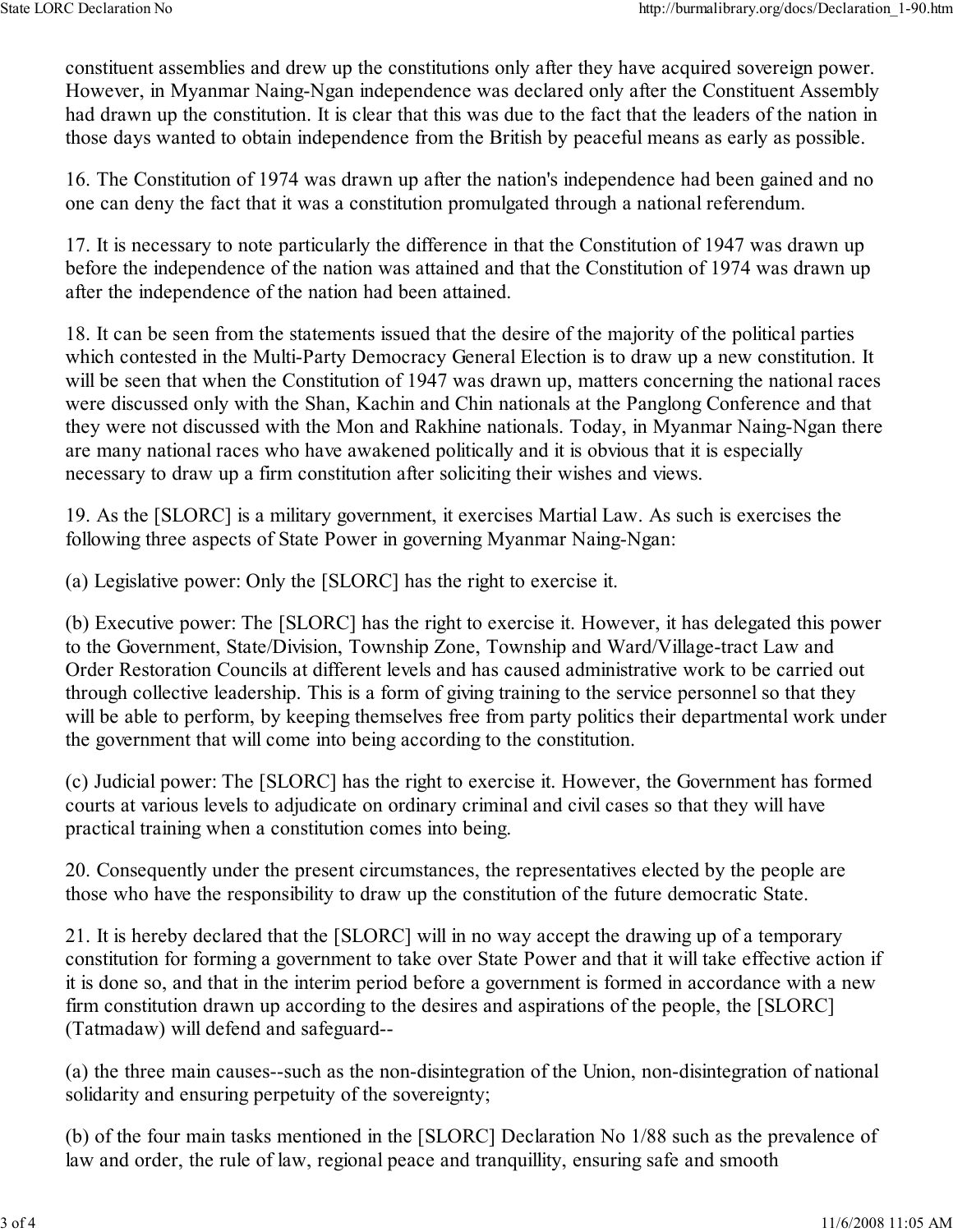constituent assemblies and drew up the constitutions only after they have acquired sovereign power. However, in Myanmar Naing-Ngan independence was declared only after the Constituent Assembly had drawn up the constitution. It is clear that this was due to the fact that the leaders of the nation in those days wanted to obtain independence from the British by peaceful means as early as possible.

16. The Constitution of 1974 was drawn up after the nation's independence had been gained and no one can deny the fact that it was a constitution promulgated through a national referendum.

17. It is necessary to note particularly the difference in that the Constitution of 1947 was drawn up before the independence of the nation was attained and that the Constitution of 1974 was drawn up after the independence of the nation had been attained.

18. It can be seen from the statements issued that the desire of the majority of the political parties which contested in the Multi-Party Democracy General Election is to draw up a new constitution. It will be seen that when the Constitution of 1947 was drawn up, matters concerning the national races were discussed only with the Shan, Kachin and Chin nationals at the Panglong Conference and that they were not discussed with the Mon and Rakhine nationals. Today, in Myanmar Naing-Ngan there are many national races who have awakened politically and it is obvious that it is especially necessary to draw up a firm constitution after soliciting their wishes and views.

19. As the [SLORC] is a military government, it exercises Martial Law. As such is exercises the following three aspects of State Power in governing Myanmar Naing-Ngan:

(a) Legislative power: Only the [SLORC] has the right to exercise it.

(b) Executive power: The [SLORC] has the right to exercise it. However, it has delegated this power to the Government, State/Division, Township Zone, Township and Ward/Village-tract Law and Order Restoration Councils at different levels and has caused administrative work to be carried out through collective leadership. This is a form of giving training to the service personnel so that they will be able to perform, by keeping themselves free from party politics their departmental work under the government that will come into being according to the constitution.

(c) Judicial power: The [SLORC] has the right to exercise it. However, the Government has formed courts at various levels to adjudicate on ordinary criminal and civil cases so that they will have practical training when a constitution comes into being.

20. Consequently under the present circumstances, the representatives elected by the people are those who have the responsibility to draw up the constitution of the future democratic State.

21. It is hereby declared that the [SLORC] will in no way accept the drawing up of a temporary constitution for forming a government to take over State Power and that it will take effective action if it is done so, and that in the interim period before a government is formed in accordance with a new firm constitution drawn up according to the desires and aspirations of the people, the [SLORC] (Tatmadaw) will defend and safeguard--

(a) the three main causes--such as the non-disintegration of the Union, non-disintegration of national solidarity and ensuring perpetuity of the sovereignty;

(b) of the four main tasks mentioned in the [SLORC] Declaration No 1/88 such as the prevalence of law and order, the rule of law, regional peace and tranquillity, ensuring safe and smooth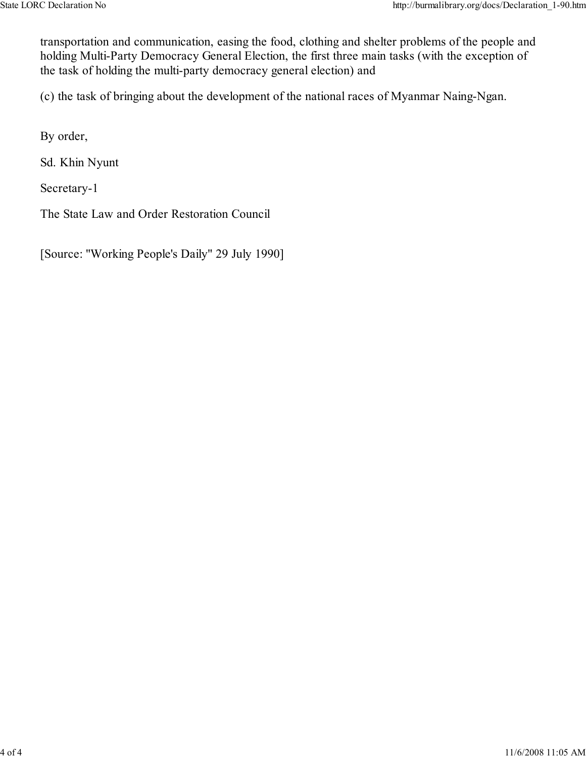transportation and communication, easing the food, clothing and shelter problems of the people and holding Multi-Party Democracy General Election, the first three main tasks (with the exception of the task of holding the multi-party democracy general election) and

(c) the task of bringing about the development of the national races of Myanmar Naing-Ngan.

By order,

Sd. Khin Nyunt

Secretary-1

The State Law and Order Restoration Council

[Source: "Working People's Daily" 29 July 1990]